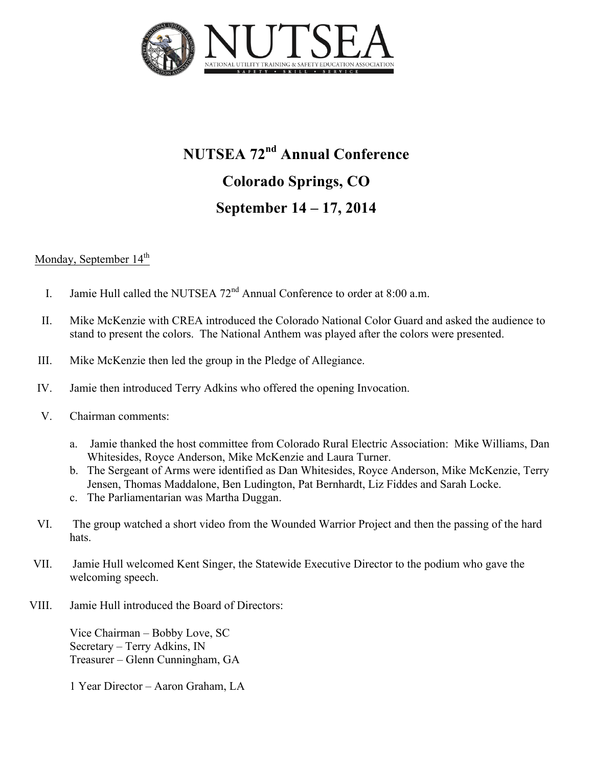# NUTSEA

NATIONAL UTILITY TRAINING & SAFETY EDUCATION ASSOCIATION

SAFETY • SKILL • SERVICE

## NUTSEA 72nd Annual Conference

## Colorado Springs, CO

## September 14 – 17, 2014

Monday, September 14th

I. Jamie Hull called the NUTSEA 72nd Annual Conference to order at 8:00 a.m.

II. Mike McKenzie with CREA introduced the Colorado National Color Guard and asked the audience to stand to present the colors. The National Anthem was played after the colors were presented.

III. Mike McKenzie then led the group in the Pledge of Allegiance.

IV. Jamie then introduced Terry Adkins who offered the opening Invocation.

V. Chairman comments:

   a. Jamie thanked the host committee from Colorado Rural Electric Association: Mike Williams, Dan Whitesides, Royce Anderson, Mike McKenzie and Laura Turner.
   b. The Sergeant of Arms were identified as Dan Whitesides, Royce Anderson, Mike McKenzie, Terry Jensen, Thomas Maddalone, Ben Ludington, Pat Bernhardt, Liz Fiddes and Sarah Locke.
   c. The Parliamentarian was Martha Duggan.

VI. The group watched a short video from the Wounded Warrior Project and then the passing of the hard hats.

VII. Jamie Hull welcomed Kent Singer, the Statewide Executive Director to the podium who gave the welcoming speech.

VIII. Jamie Hull introduced the Board of Directors:

   Vice Chairman – Bobby Love, SC
   Secretary – Terry Adkins, IN
   Treasurer – Glenn Cunningham, GA

   1 Year Director – Aaron Graham, LA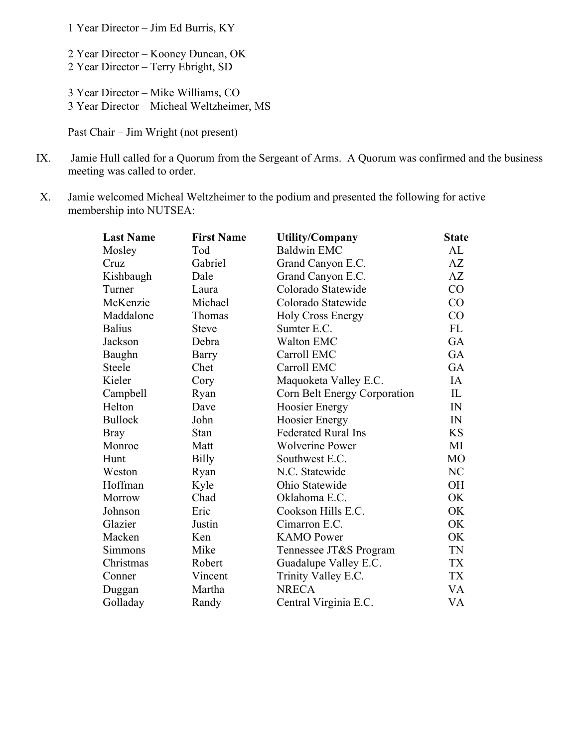1 Year Director – Jim Ed Burris, KY

2 Year Director – Kooney Duncan, OK
2 Year Director – Terry Ebright, SD

3 Year Director – Mike Williams, CO
3 Year Director – Micheal Weltzheimer, MS

Past Chair – Jim Wright (not present)

IX. Jamie Hull called for a Quorum from the Sergeant of Arms. A Quorum was confirmed and the business meeting was called to order.

X. Jamie welcomed Micheal Weltzheimer to the podium and presented the following for active membership into NUTSEA:

| Last Name | First Name | Utility/Company | State |
|---|---|---|---|
| Mosley | Tod | Baldwin EMC | AL |
| Cruz | Gabriel | Grand Canyon E.C. | AZ |
| Kishbaugh | Dale | Grand Canyon E.C. | AZ |
| Turner | Laura | Colorado Statewide | CO |
| McKenzie | Michael | Colorado Statewide | CO |
| Maddalone | Thomas | Holy Cross Energy | CO |
| Balius | Steve | Sumter E.C. | FL |
| Jackson | Debra | Walton EMC | GA |
| Baughn | Barry | Carroll EMC | GA |
| Steele | Chet | Carroll EMC | GA |
| Kieler | Cory | Maquoketa Valley E.C. | IA |
| Campbell | Ryan | Corn Belt Energy Corporation | IL |
| Helton | Dave | Hoosier Energy | IN |
| Bullock | John | Hoosier Energy | IN |
| Bray | Stan | Federated Rural Ins | KS |
| Monroe | Matt | Wolverine Power | MI |
| Hunt | Billy | Southwest E.C. | MO |
| Weston | Ryan | N.C. Statewide | NC |
| Hoffman | Kyle | Ohio Statewide | OH |
| Morrow | Chad | Oklahoma E.C. | OK |
| Johnson | Eric | Cookson Hills E.C. | OK |
| Glazier | Justin | Cimarron E.C. | OK |
| Macken | Ken | KAMO Power | OK |
| Simmons | Mike | Tennessee JT&S Program | TN |
| Christmas | Robert | Guadalupe Valley E.C. | TX |
| Conner | Vincent | Trinity Valley E.C. | TX |
| Duggan | Martha | NRECA | VA |
| Golladay | Randy | Central Virginia E.C. | VA |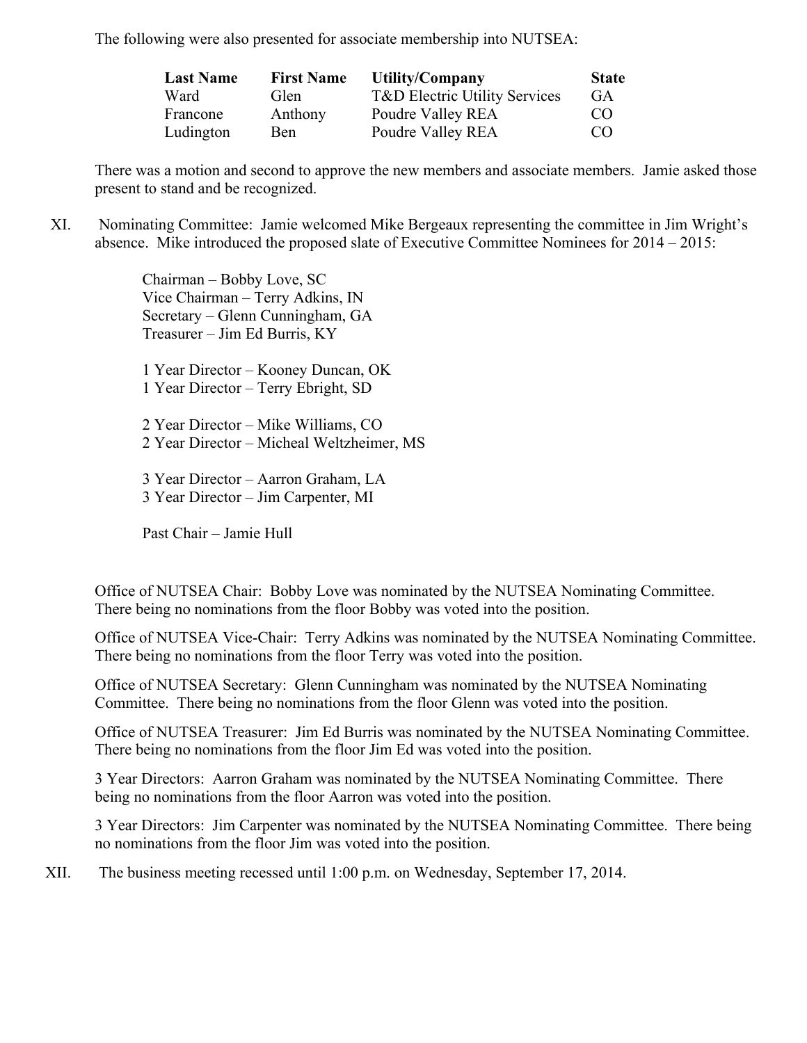The following were also presented for associate membership into NUTSEA:

| Last Name | First Name | Utility/Company | State |
|---|---|---|---|
| Ward | Glen | T&D Electric Utility Services | GA |
| Francone | Anthony | Poudre Valley REA | CO |
| Ludington | Ben | Poudre Valley REA | CO |

There was a motion and second to approve the new members and associate members. Jamie asked those present to stand and be recognized.

XI. Nominating Committee: Jamie welcomed Mike Bergeaux representing the committee in Jim Wright's absence. Mike introduced the proposed slate of Executive Committee Nominees for 2014 – 2015:

Chairman – Bobby Love, SC
Vice Chairman – Terry Adkins, IN
Secretary – Glenn Cunningham, GA
Treasurer – Jim Ed Burris, KY

1 Year Director – Kooney Duncan, OK
1 Year Director – Terry Ebright, SD

2 Year Director – Mike Williams, CO
2 Year Director – Micheal Weltzheimer, MS

3 Year Director – Aarron Graham, LA
3 Year Director – Jim Carpenter, MI

Past Chair – Jamie Hull

Office of NUTSEA Chair: Bobby Love was nominated by the NUTSEA Nominating Committee. There being no nominations from the floor Bobby was voted into the position.

Office of NUTSEA Vice-Chair: Terry Adkins was nominated by the NUTSEA Nominating Committee. There being no nominations from the floor Terry was voted into the position.

Office of NUTSEA Secretary: Glenn Cunningham was nominated by the NUTSEA Nominating Committee. There being no nominations from the floor Glenn was voted into the position.

Office of NUTSEA Treasurer: Jim Ed Burris was nominated by the NUTSEA Nominating Committee. There being no nominations from the floor Jim Ed was voted into the position.

3 Year Directors: Aarron Graham was nominated by the NUTSEA Nominating Committee. There being no nominations from the floor Aarron was voted into the position.

3 Year Directors: Jim Carpenter was nominated by the NUTSEA Nominating Committee. There being no nominations from the floor Jim was voted into the position.

XII. The business meeting recessed until 1:00 p.m. on Wednesday, September 17, 2014.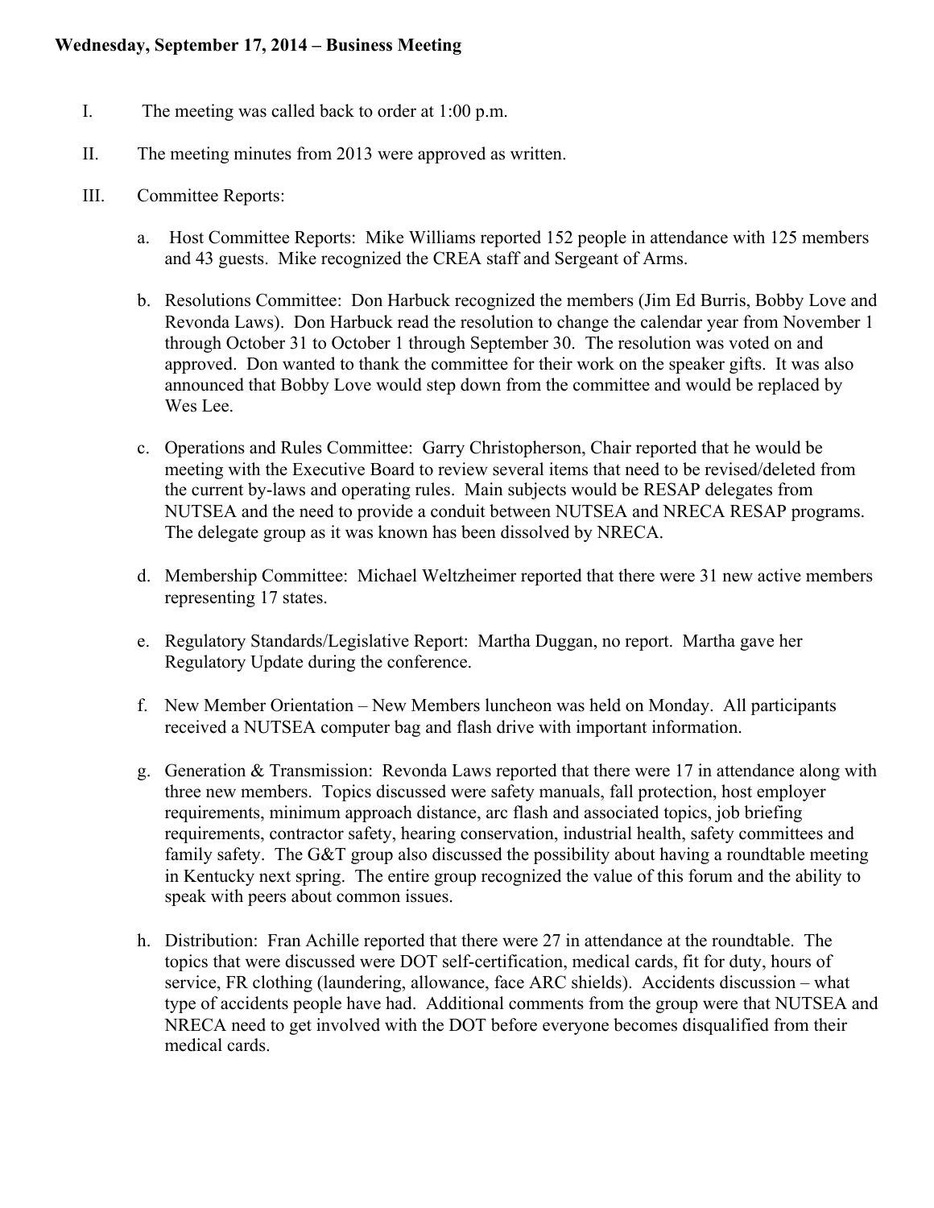**Wednesday, September 17, 2014 – Business Meeting**

I. The meeting was called back to order at 1:00 p.m.

II. The meeting minutes from 2013 were approved as written.

III. Committee Reports:

a. Host Committee Reports: Mike Williams reported 152 people in attendance with 125 members and 43 guests. Mike recognized the CREA staff and Sergeant of Arms.

b. Resolutions Committee: Don Harbuck recognized the members (Jim Ed Burris, Bobby Love and Revonda Laws). Don Harbuck read the resolution to change the calendar year from November 1 through October 31 to October 1 through September 30. The resolution was voted on and approved. Don wanted to thank the committee for their work on the speaker gifts. It was also announced that Bobby Love would step down from the committee and would be replaced by Wes Lee.

c. Operations and Rules Committee: Garry Christopherson, Chair reported that he would be meeting with the Executive Board to review several items that need to be revised/deleted from the current by-laws and operating rules. Main subjects would be RESAP delegates from NUTSEA and the need to provide a conduit between NUTSEA and NRECA RESAP programs. The delegate group as it was known has been dissolved by NRECA.

d. Membership Committee: Michael Weltzheimer reported that there were 31 new active members representing 17 states.

e. Regulatory Standards/Legislative Report: Martha Duggan, no report. Martha gave her Regulatory Update during the conference.

f. New Member Orientation – New Members luncheon was held on Monday. All participants received a NUTSEA computer bag and flash drive with important information.

g. Generation & Transmission: Revonda Laws reported that there were 17 in attendance along with three new members. Topics discussed were safety manuals, fall protection, host employer requirements, minimum approach distance, arc flash and associated topics, job briefing requirements, contractor safety, hearing conservation, industrial health, safety committees and family safety. The G&T group also discussed the possibility about having a roundtable meeting in Kentucky next spring. The entire group recognized the value of this forum and the ability to speak with peers about common issues.

h. Distribution: Fran Achille reported that there were 27 in attendance at the roundtable. The topics that were discussed were DOT self-certification, medical cards, fit for duty, hours of service, FR clothing (laundering, allowance, face ARC shields). Accidents discussion – what type of accidents people have had. Additional comments from the group were that NUTSEA and NRECA need to get involved with the DOT before everyone becomes disqualified from their medical cards.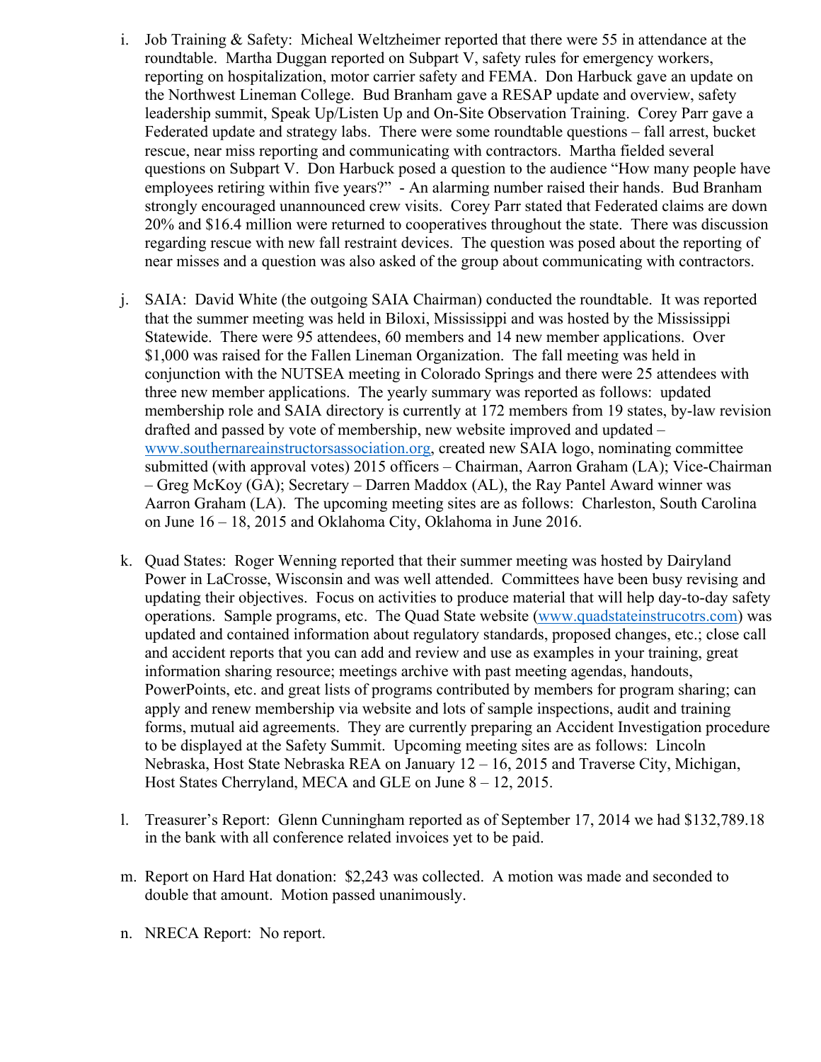i. Job Training & Safety: Micheal Weltzheimer reported that there were 55 in attendance at the roundtable. Martha Duggan reported on Subpart V, safety rules for emergency workers, reporting on hospitalization, motor carrier safety and FEMA. Don Harbuck gave an update on the Northwest Lineman College. Bud Branham gave a RESAP update and overview, safety leadership summit, Speak Up/Listen Up and On-Site Observation Training. Corey Parr gave a Federated update and strategy labs. There were some roundtable questions – fall arrest, bucket rescue, near miss reporting and communicating with contractors. Martha fielded several questions on Subpart V. Don Harbuck posed a question to the audience "How many people have employees retiring within five years?" - An alarming number raised their hands. Bud Branham strongly encouraged unannounced crew visits. Corey Parr stated that Federated claims are down 20% and $16.4 million were returned to cooperatives throughout the state. There was discussion regarding rescue with new fall restraint devices. The question was posed about the reporting of near misses and a question was also asked of the group about communicating with contractors.

j. SAIA: David White (the outgoing SAIA Chairman) conducted the roundtable. It was reported that the summer meeting was held in Biloxi, Mississippi and was hosted by the Mississippi Statewide. There were 95 attendees, 60 members and 14 new member applications. Over $1,000 was raised for the Fallen Lineman Organization. The fall meeting was held in conjunction with the NUTSEA meeting in Colorado Springs and there were 25 attendees with three new member applications. The yearly summary was reported as follows: updated membership role and SAIA directory is currently at 172 members from 19 states, by-law revision drafted and passed by vote of membership, new website improved and updated – www.southernareainstructorsassociation.org, created new SAIA logo, nominating committee submitted (with approval votes) 2015 officers – Chairman, Aarron Graham (LA); Vice-Chairman – Greg McKoy (GA); Secretary – Darren Maddox (AL), the Ray Pantel Award winner was Aarron Graham (LA). The upcoming meeting sites are as follows: Charleston, South Carolina on June 16 – 18, 2015 and Oklahoma City, Oklahoma in June 2016.

k. Quad States: Roger Wenning reported that their summer meeting was hosted by Dairyland Power in LaCrosse, Wisconsin and was well attended. Committees have been busy revising and updating their objectives. Focus on activities to produce material that will help day-to-day safety operations. Sample programs, etc. The Quad State website (www.quadstateinstrucotrs.com) was updated and contained information about regulatory standards, proposed changes, etc.; close call and accident reports that you can add and review and use as examples in your training, great information sharing resource; meetings archive with past meeting agendas, handouts, PowerPoints, etc. and great lists of programs contributed by members for program sharing; can apply and renew membership via website and lots of sample inspections, audit and training forms, mutual aid agreements. They are currently preparing an Accident Investigation procedure to be displayed at the Safety Summit. Upcoming meeting sites are as follows: Lincoln Nebraska, Host State Nebraska REA on January 12 – 16, 2015 and Traverse City, Michigan, Host States Cherryland, MECA and GLE on June 8 – 12, 2015.

l. Treasurer's Report: Glenn Cunningham reported as of September 17, 2014 we had $132,789.18 in the bank with all conference related invoices yet to be paid.

m. Report on Hard Hat donation: $2,243 was collected. A motion was made and seconded to double that amount. Motion passed unanimously.

n. NRECA Report: No report.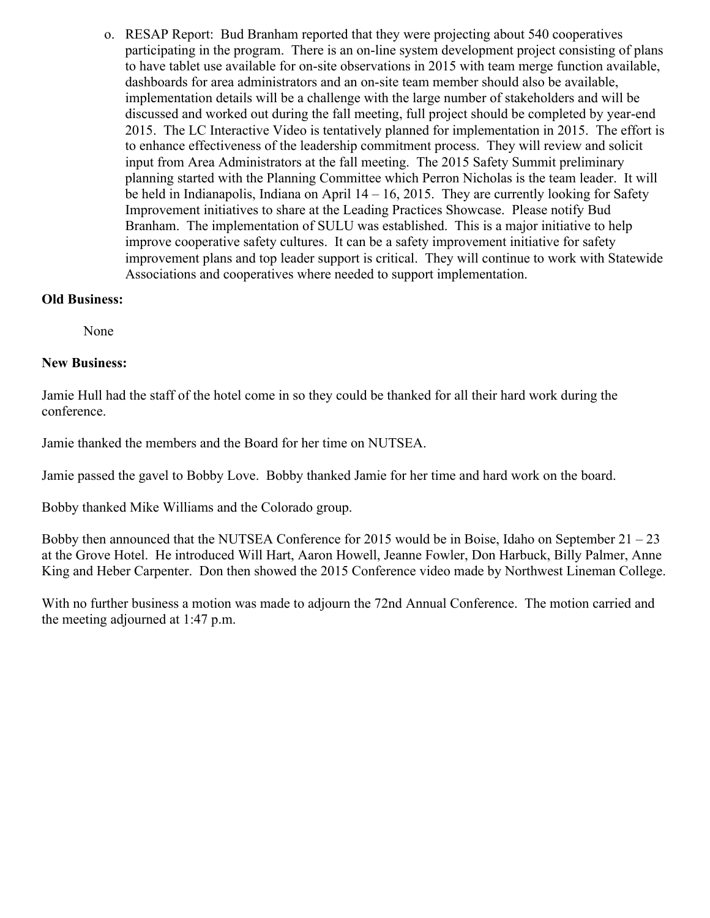o. RESAP Report: Bud Branham reported that they were projecting about 540 cooperatives participating in the program. There is an on-line system development project consisting of plans to have tablet use available for on-site observations in 2015 with team merge function available, dashboards for area administrators and an on-site team member should also be available, implementation details will be a challenge with the large number of stakeholders and will be discussed and worked out during the fall meeting, full project should be completed by year-end 2015. The LC Interactive Video is tentatively planned for implementation in 2015. The effort is to enhance effectiveness of the leadership commitment process. They will review and solicit input from Area Administrators at the fall meeting. The 2015 Safety Summit preliminary planning started with the Planning Committee which Perron Nicholas is the team leader. It will be held in Indianapolis, Indiana on April 14 – 16, 2015. They are currently looking for Safety Improvement initiatives to share at the Leading Practices Showcase. Please notify Bud Branham. The implementation of SULU was established. This is a major initiative to help improve cooperative safety cultures. It can be a safety improvement initiative for safety improvement plans and top leader support is critical. They will continue to work with Statewide Associations and cooperatives where needed to support implementation.

**Old Business:**

None

**New Business:**

Jamie Hull had the staff of the hotel come in so they could be thanked for all their hard work during the conference.

Jamie thanked the members and the Board for her time on NUTSEA.

Jamie passed the gavel to Bobby Love. Bobby thanked Jamie for her time and hard work on the board.

Bobby thanked Mike Williams and the Colorado group.

Bobby then announced that the NUTSEA Conference for 2015 would be in Boise, Idaho on September 21 – 23 at the Grove Hotel. He introduced Will Hart, Aaron Howell, Jeanne Fowler, Don Harbuck, Billy Palmer, Anne King and Heber Carpenter. Don then showed the 2015 Conference video made by Northwest Lineman College.

With no further business a motion was made to adjourn the 72nd Annual Conference. The motion carried and the meeting adjourned at 1:47 p.m.